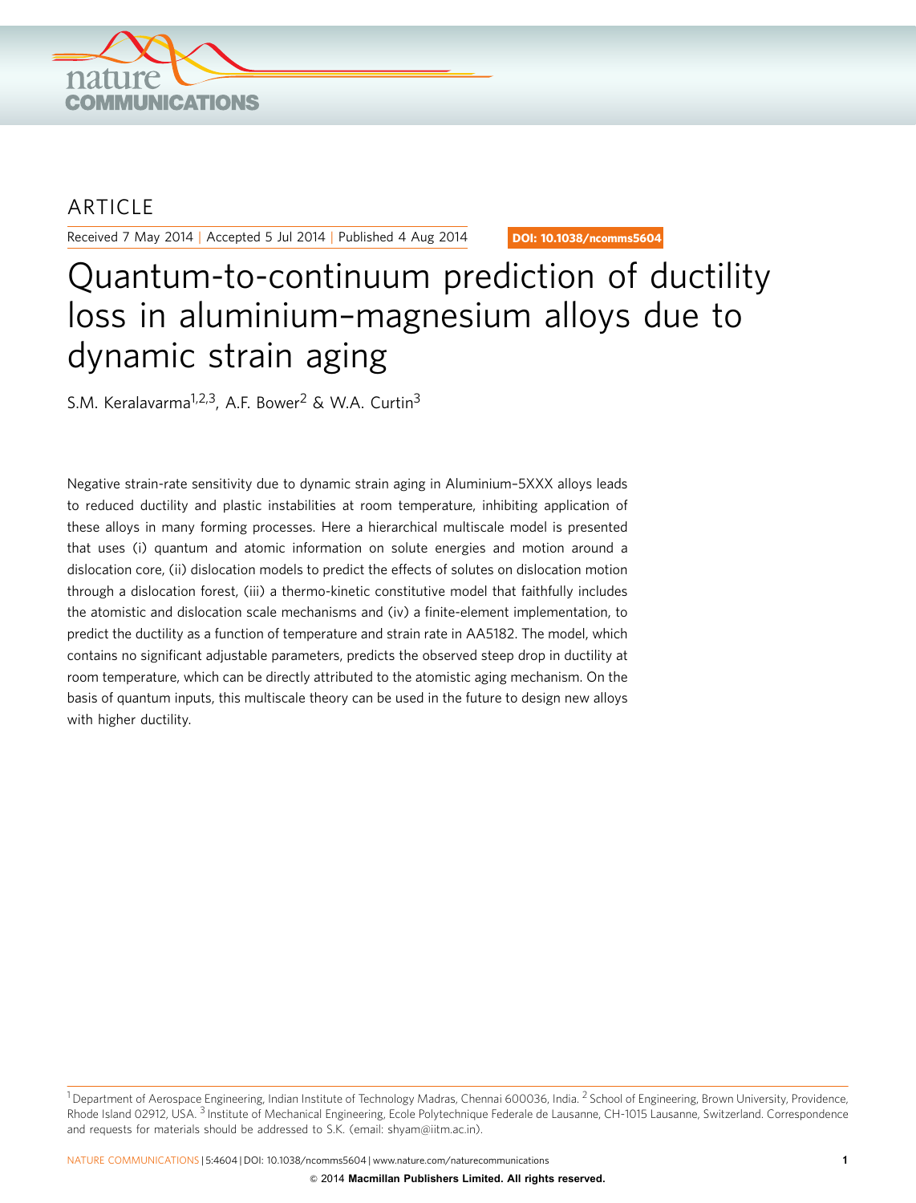ARTICLE

Received 7 May 2014 | Accepted 5 Jul 2014 | Published 4 Aug 2014

DOI: 10.1038/ncomms5604

# Quantum-to-continuum prediction of ductility loss in aluminium–magnesium alloys due to dynamic strain aging

S.M. Keralavarma[1,2,3], A.F. Bower[2] & W.A. Curtin[3]

Negative strain-rate sensitivity due to dynamic strain aging in Aluminium–5XXX alloys leads to reduced ductility and plastic instabilities at room temperature, inhibiting application of these alloys in many forming processes. Here a hierarchical multiscale model is presented that uses (i) quantum and atomic information on solute energies and motion around a dislocation core, (ii) dislocation models to predict the effects of solutes on dislocation motion through a dislocation forest, (iii) a thermo-kinetic constitutive model that faithfully includes the atomistic and dislocation scale mechanisms and (iv) a finite-element implementation, to predict the ductility as a function of temperature and strain rate in AA5182. The model, which contains no significant adjustable parameters, predicts the observed steep drop in ductility at room temperature, which can be directly attributed to the atomistic aging mechanism. On the basis of quantum inputs, this multiscale theory can be used in the future to design new alloys with higher ductility.

[1] Department of Aerospace Engineering, Indian Institute of Technology Madras, Chennai 600036, India. [2] School of Engineering, Brown University, Providence, Rhode Island 02912, USA. [3] Institute of Mechanical Engineering, Ecole Polytechnique Federale de Lausanne, CH-1015 Lausanne, Switzerland. Correspondence and requests for materials should be addressed to S.K. (email: shyam@iitm.ac.in).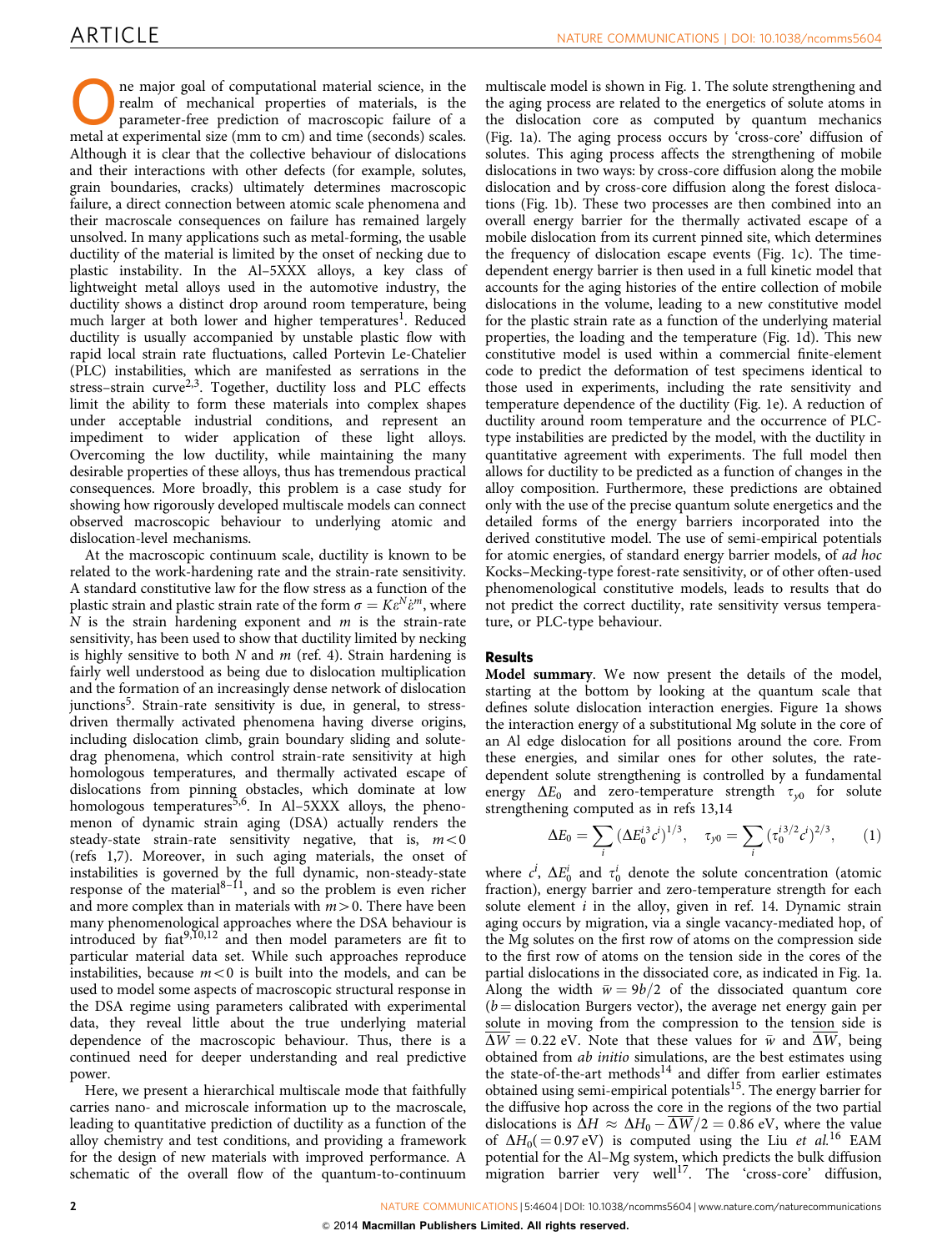One major goal of computational material science, in the realm of mechanical properties of materials, is the parameter-free prediction of macroscopic failure of a metal at experimental size (mm to cm) and time (seconds) scales. Although it is clear that the collective behaviour of dislocations and their interactions with other defects (for example, solutes, grain boundaries, cracks) ultimately determines macroscopic failure, a direct connection between atomic scale phenomena and their macroscale consequences on failure has remained largely unsolved. In many applications such as metal-forming, the usable ductility of the material is limited by the onset of necking due to plastic instability. In the Al–5XXX alloys, a key class of lightweight metal alloys used in the automotive industry, the ductility shows a distinct drop around room temperature, being much larger at both lower and higher temperatures[1]. Reduced ductility is usually accompanied by unstable plastic flow with rapid local strain rate fluctuations, called Portevin Le-Chatelier (PLC) instabilities, which are manifested as serrations in the stress–strain curve[2,3]. Together, ductility loss and PLC effects limit the ability to form these materials into complex shapes under acceptable industrial conditions, and represent an impediment to wider application of these light alloys. Overcoming the low ductility, while maintaining the many desirable properties of these alloys, thus has tremendous practical consequences. More broadly, this problem is a case study for showing how rigorously developed multiscale models can connect observed macroscopic behaviour to underlying atomic and dislocation-level mechanisms.

At the macroscopic continuum scale, ductility is known to be related to the work-hardening rate and the strain-rate sensitivity. A standard constitutive law for the flow stress as a function of the plastic strain and plastic strain rate of the form $\sigma = K\varepsilon^N\dot{\varepsilon}^m$, where $N$ is the strain hardening exponent and $m$ is the strain-rate sensitivity, has been used to show that ductility limited by necking is highly sensitive to both $N$ and $m$ (ref. 4). Strain hardening is fairly well understood as being due to dislocation multiplication and the formation of an increasingly dense network of dislocation junctions[5]. Strain-rate sensitivity is due, in general, to stress-driven thermally activated phenomena having diverse origins, including dislocation climb, grain boundary sliding and solute-drag phenomena, which control strain-rate sensitivity at high homologous temperatures, and thermally activated escape of dislocations from pinning obstacles, which dominate at low homologous temperatures[5,6]. In Al–5XXX alloys, the phenomenon of dynamic strain aging (DSA) actually renders the steady-state strain-rate sensitivity negative, that is, $m<0$ (refs 1,7). Moreover, in such aging materials, the onset of instabilities is governed by the full dynamic, non-steady-state response of the material[8–11], and so the problem is even richer and more complex than in materials with $m>0$. There have been many phenomenological approaches where the DSA behaviour is introduced by fiat[9,10,12] and then model parameters are fit to particular material data set. While such approaches reproduce instabilities, because $m<0$ is built into the models, and can be used to model some aspects of macroscopic structural response in the DSA regime using parameters calibrated with experimental data, they reveal little about the true underlying material dependence of the macroscopic behaviour. Thus, there is a continued need for deeper understanding and real predictive power.

Here, we present a hierarchical multiscale mode that faithfully carries nano- and microscale information up to the macroscale, leading to quantitative prediction of ductility as a function of the alloy chemistry and test conditions, and providing a framework for the design of new materials with improved performance. A schematic of the overall flow of the quantum-to-continuum multiscale model is shown in Fig. 1. The solute strengthening and the aging process are related to the energetics of solute atoms in the dislocation core as computed by quantum mechanics (Fig. 1a). The aging process occurs by 'cross-core' diffusion of solutes. This aging process affects the strengthening of mobile dislocations in two ways: by cross-core diffusion along the mobile dislocation and by cross-core diffusion along the forest dislocations (Fig. 1b). These two processes are then combined into an overall energy barrier for the thermally activated escape of a mobile dislocation from its current pinned site, which determines the frequency of dislocation escape events (Fig. 1c). The time-dependent energy barrier is then used in a full kinetic model that accounts for the aging histories of the entire collection of mobile dislocations in the volume, leading to a new constitutive model for the plastic strain rate as a function of the underlying material properties, the loading and the temperature (Fig. 1d). This new constitutive model is used within a commercial finite-element code to predict the deformation of test specimens identical to those used in experiments, including the rate sensitivity and temperature dependence of the ductility (Fig. 1e). A reduction of ductility around room temperature and the occurrence of PLC-type instabilities are predicted by the model, with the ductility in quantitative agreement with experiments. The full model then allows for ductility to be predicted as a function of changes in the alloy composition. Furthermore, these predictions are obtained only with the use of the precise quantum solute energetics and the detailed forms of the energy barriers incorporated into the derived constitutive model. The use of semi-empirical potentials for atomic energies, of standard energy barrier models, of *ad hoc* Kocks–Mecking-type forest-rate sensitivity, or of other often-used phenomenological constitutive models, leads to results that do not predict the correct ductility, rate sensitivity versus temperature, or PLC-type behaviour.

## Results

**Model summary**. We now present the details of the model, starting at the bottom by looking at the quantum scale that defines solute dislocation interaction energies. Figure 1a shows the interaction energy of a substitutional Mg solute in the core of an Al edge dislocation for all positions around the core. From these energies, and similar ones for other solutes, the rate-dependent solute strengthening is controlled by a fundamental energy $\Delta E_0$ and zero-temperature strength $\tau_{y0}$ for solute strengthening computed as in refs 13,14

$$\Delta E_0 = \sum_i \left(\Delta E_0^{i\,3} c^i\right)^{1/3}, \quad \tau_{y0} = \sum_i \left(\tau_0^{i\,3/2} c^i\right)^{2/3}, \qquad (1)$$

where $c^i$, $\Delta E_0^i$ and $\tau_0^i$ denote the solute concentration (atomic fraction), energy barrier and zero-temperature strength for each solute element $i$ in the alloy, given in ref. 14. Dynamic strain aging occurs by migration, via a single vacancy-mediated hop, of the Mg solutes on the first row of atoms on the compression side to the first row of atoms on the tension side in the cores of the partial dislocations in the dissociated core, as indicated in Fig. 1a. Along the width $\bar{w} = 9b/2$ of the dissociated quantum core ($b$ = dislocation Burgers vector), the average net energy gain per solute in moving from the compression to the tension side is $\overline{\Delta W} = 0.22$ eV. Note that these values for $\bar{w}$ and $\overline{\Delta W}$, being obtained from *ab initio* simulations, are the best estimates using the state-of-the-art methods[14] and differ from earlier estimates obtained using semi-empirical potentials[15]. The energy barrier for the diffusive hop across the core in the regions of the two partial dislocations is $\Delta H \approx \Delta H_0 - \overline{\Delta W}/2 = 0.86$ eV, where the value of $\Delta H_0 (= 0.97$ eV) is computed using the Liu *et al.*[16] EAM potential for the Al–Mg system, which predicts the bulk diffusion migration barrier very well[17]. The 'cross-core' diffusion,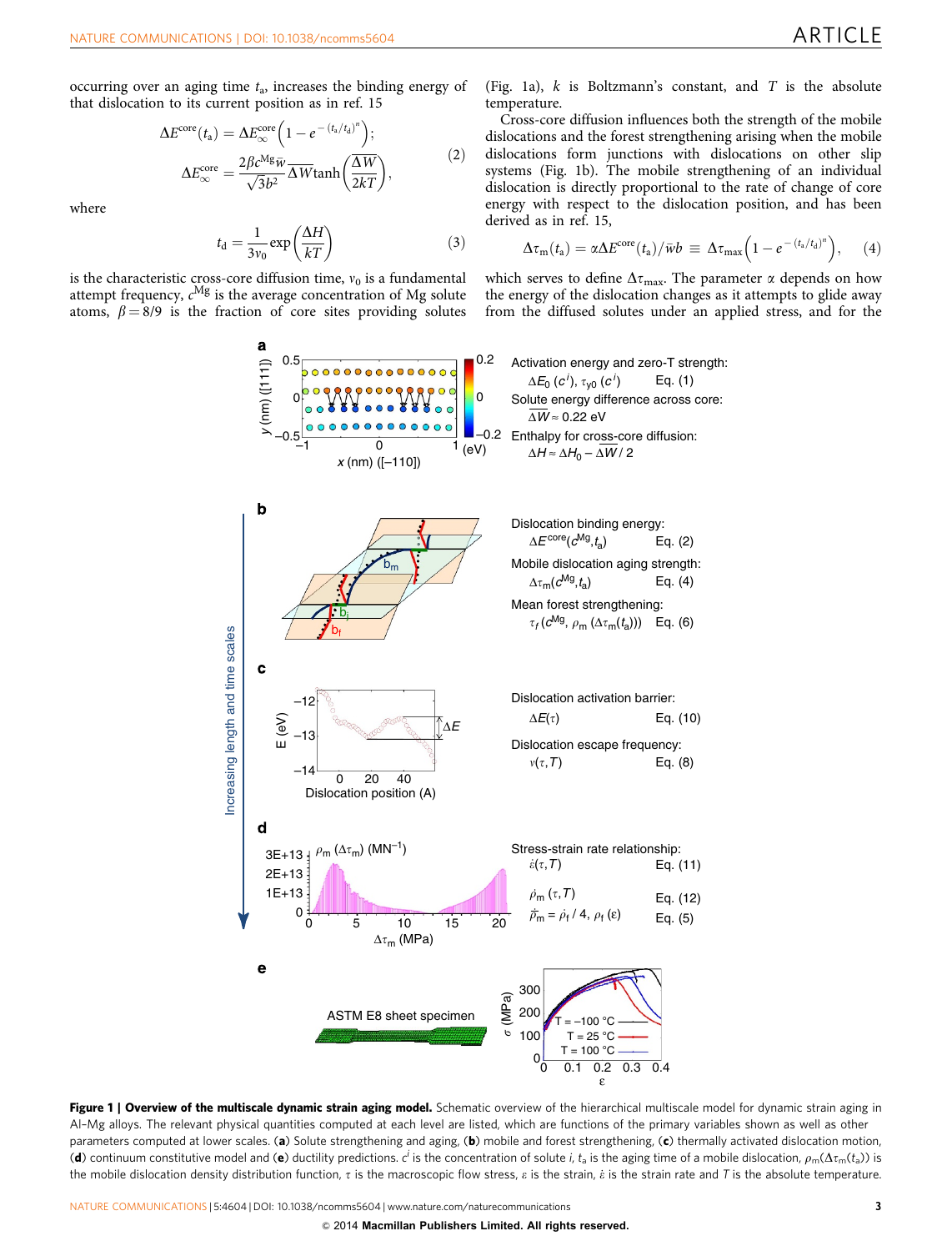occurring over an aging time $t_a$, increases the binding energy of that dislocation to its current position as in ref. 15

$$\Delta E^{\mathrm{core}}(t_a) = \Delta E^{\mathrm{core}}_{\infty}\left(1 - e^{-(t_a/t_d)^n}\right); \qquad \Delta E^{\mathrm{core}}_{\infty} = \frac{2\beta c^{\mathrm{Mg}}\bar{w}}{\sqrt{3}b^2}\overline{\Delta W}\tanh\left(\frac{\overline{\Delta W}}{2kT}\right), \tag{2}$$

where

$$t_d = \frac{1}{3\nu_0}\exp\left(\frac{\Delta H}{kT}\right) \tag{3}$$

is the characteristic cross-core diffusion time, $\nu_0$ is a fundamental attempt frequency, $c^{\mathrm{Mg}}$ is the average concentration of Mg solute atoms, $\beta = 8/9$ is the fraction of core sites providing solutes (Fig. 1a), $k$ is Boltzmann's constant, and $T$ is the absolute temperature.

Cross-core diffusion influences both the strength of the mobile dislocations and the forest strengthening arising when the mobile dislocations form junctions with dislocations on other slip systems (Fig. 1b). The mobile strengthening of an individual dislocation is directly proportional to the rate of change of core energy with respect to the dislocation position, and has been derived as in ref. 15,

$$\Delta\tau_m(t_a) = \alpha\Delta E^{\mathrm{core}}(t_a)/\bar{w}b \equiv \Delta\tau_{\max}\left(1 - e^{-(t_a/t_d)^n}\right), \tag{4}$$

which serves to define $\Delta\tau_{\max}$. The parameter $\alpha$ depends on how the energy of the dislocation changes as it attempts to glide away from the diffused solutes under an applied stress, and for the

**Figure 1 | Overview of the multiscale dynamic strain aging model.** Schematic overview of the hierarchical multiscale model for dynamic strain aging in Al-Mg alloys. The relevant physical quantities computed at each level are listed, which are functions of the primary variables shown as well as other parameters computed at lower scales. (**a**) Solute strengthening and aging, (**b**) mobile and forest strengthening, (**c**) thermally activated dislocation motion, (**d**) continuum constitutive model and (**e**) ductility predictions. $c^i$ is the concentration of solute $i$, $t_a$ is the aging time of a mobile dislocation, $\rho_m(\Delta\tau_m(t_a))$ is the mobile dislocation density distribution function, $\tau$ is the macroscopic flow stress, $\varepsilon$ is the strain, $\dot{\varepsilon}$ is the strain rate and $T$ is the absolute temperature.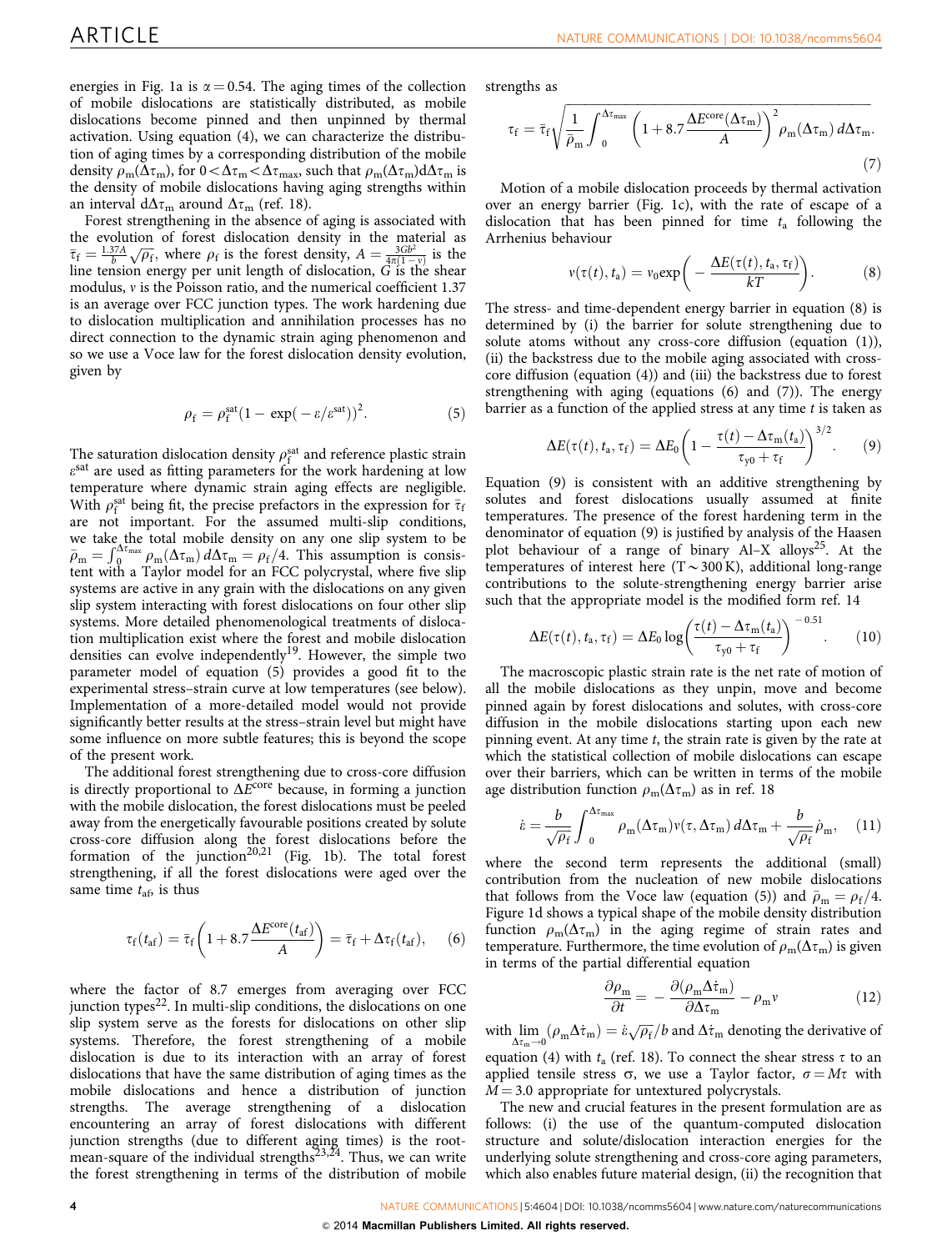energies in Fig. 1a is $\alpha = 0.54$. The aging times of the collection of mobile dislocations are statistically distributed, as mobile dislocations become pinned and then unpinned by thermal activation. Using equation (4), we can characterize the distribution of aging times by a corresponding distribution of the mobile density $\rho_m(\Delta\tau_m)$, for $0 < \Delta\tau_m < \Delta\tau_{max}$, such that $\rho_m(\Delta\tau_m)d\Delta\tau_m$ is the density of mobile dislocations having aging strengths within an interval $d\Delta\tau_m$ around $\Delta\tau_m$ (ref. 18).

Forest strengthening in the absence of aging is associated with the evolution of forest dislocation density in the material as $\bar{\tau}_f = \frac{1.37A}{b}\sqrt{\rho_f}$, where $\rho_f$ is the forest density, $A = \frac{3Gb^2}{4\pi(1-\nu)}$ is the line tension energy per unit length of dislocation, $G$ is the shear modulus, $\nu$ is the Poisson ratio, and the numerical coefficient 1.37 is an average over FCC junction types. The work hardening due to dislocation multiplication and annihilation processes has no direct connection to the dynamic strain aging phenomenon and so we use a Voce law for the forest dislocation density evolution, given by

$$\rho_f = \rho_f^{sat}(1 - \exp(-\varepsilon/\varepsilon^{sat}))^2. \tag{5}$$

The saturation dislocation density $\rho_f^{sat}$ and reference plastic strain $\varepsilon^{sat}$ are used as fitting parameters for the work hardening at low temperature where dynamic strain aging effects are negligible. With $\rho_f^{sat}$ being fit, the precise prefactors in the expression for $\bar{\tau}_f$ are not important. For the assumed multi-slip conditions, we take the total mobile density on any one slip system to be $\bar{\rho}_m = \int_0^{\Delta\tau_{max}} \rho_m(\Delta\tau_m)\, d\Delta\tau_m = \rho_f/4$. This assumption is consistent with a Taylor model for an FCC polycrystal, where five slip systems are active in any grain with the dislocations on any given slip system interacting with forest dislocations on four other slip systems. More detailed phenomenological treatments of dislocation multiplication exist where the forest and mobile dislocation densities can evolve independently[19]. However, the simple two parameter model of equation (5) provides a good fit to the experimental stress–strain curve at low temperatures (see below). Implementation of a more-detailed model would not provide significantly better results at the stress–strain level but might have some influence on more subtle features; this is beyond the scope of the present work.

The additional forest strengthening due to cross-core diffusion is directly proportional to $\Delta E^{core}$ because, in forming a junction with the mobile dislocation, the forest dislocations must be peeled away from the energetically favourable positions created by solute cross-core diffusion along the forest dislocations before the formation of the junction[20,21] (Fig. 1b). The total forest strengthening, if all the forest dislocations were aged over the same time $t_{af}$, is thus

$$\tau_f(t_{af}) = \bar{\tau}_f\left(1 + 8.7\frac{\Delta E^{core}(t_{af})}{A}\right) = \bar{\tau}_f + \Delta\tau_f(t_{af}), \tag{6}$$

where the factor of 8.7 emerges from averaging over FCC junction types[22]. In multi-slip conditions, the dislocations on one slip system serve as the forests for dislocations on other slip systems. Therefore, the forest strengthening of a mobile dislocation is due to its interaction with an array of forest dislocations that have the same distribution of aging times as the mobile dislocations and hence a distribution of junction strengths. The average strengthening of a dislocation encountering an array of forest dislocations with different junction strengths (due to different aging times) is the root-mean-square of the individual strengths[23,24]. Thus, we can write the forest strengthening in terms of the distribution of mobile strengths as

$$\tau_f = \bar{\tau}_f\sqrt{\frac{1}{\bar{\rho}_m}\int_0^{\Delta\tau_{max}}\left(1 + 8.7\frac{\Delta E^{core}(\Delta\tau_m)}{A}\right)^2 \rho_m(\Delta\tau_m)\, d\Delta\tau_m}. \tag{7}$$

Motion of a mobile dislocation proceeds by thermal activation over an energy barrier (Fig. 1c), with the rate of escape of a dislocation that has been pinned for time $t_a$ following the Arrhenius behaviour

$$\nu(\tau(t), t_a) = \nu_0 \exp\left(-\frac{\Delta E(\tau(t), t_a, \tau_f)}{kT}\right). \tag{8}$$

The stress- and time-dependent energy barrier in equation (8) is determined by (i) the barrier for solute strengthening due to solute atoms without any cross-core diffusion (equation (1)), (ii) the backstress due to the mobile aging associated with cross-core diffusion (equation (4)) and (iii) the backstress due to forest strengthening with aging (equations (6) and (7)). The energy barrier as a function of the applied stress at any time $t$ is taken as

$$\Delta E(\tau(t), t_a, \tau_f) = \Delta E_0\left(1 - \frac{\tau(t) - \Delta\tau_m(t_a)}{\tau_{y0} + \tau_f}\right)^{3/2}. \tag{9}$$

Equation (9) is consistent with an additive strengthening by solutes and forest dislocations usually assumed at finite temperatures. The presence of the forest hardening term in the denominator of equation (9) is justified by analysis of the Haasen plot behaviour of a range of binary Al–X alloys[25]. At the temperatures of interest here ($T \sim 300$ K), additional long-range contributions to the solute-strengthening energy barrier arise such that the appropriate model is the modified form ref. 14

$$\Delta E(\tau(t), t_a, \tau_f) = \Delta E_0 \log\left(\frac{\tau(t) - \Delta\tau_m(t_a)}{\tau_{y0} + \tau_f}\right)^{-0.51}. \tag{10}$$

The macroscopic plastic strain rate is the net rate of motion of all the mobile dislocations as they unpin, move and become pinned again by forest dislocations and solutes, with cross-core diffusion in the mobile dislocations starting upon each new pinning event. At any time $t$, the strain rate is given by the rate at which the statistical collection of mobile dislocations can escape over their barriers, which can be written in terms of the mobile age distribution function $\rho_m(\Delta\tau_m)$ as in ref. 18

$$\dot{\varepsilon} = \frac{b}{\sqrt{\rho_f}}\int_0^{\Delta\tau_{max}} \rho_m(\Delta\tau_m)\nu(\tau, \Delta\tau_m)\, d\Delta\tau_m + \frac{b}{\sqrt{\rho_f}}\dot{\rho}_m, \tag{11}$$

where the second term represents the additional (small) contribution from the nucleation of new mobile dislocations that follows from the Voce law (equation (5)) and $\bar{\rho}_m = \rho_f/4$. Figure 1d shows a typical shape of the mobile density distribution function $\rho_m(\Delta\tau_m)$ in the aging regime of strain rates and temperature. Furthermore, the time evolution of $\rho_m(\Delta\tau_m)$ is given in terms of the partial differential equation

$$\frac{\partial\rho_m}{\partial t} = -\frac{\partial(\rho_m\Delta\dot{\tau}_m)}{\partial\Delta\tau_m} - \rho_m\nu \tag{12}$$

with $\lim_{\Delta\tau_m\to 0}(\rho_m\Delta\dot{\tau}_m) = \dot{\varepsilon}\sqrt{\rho_f}/b$ and $\Delta\dot{\tau}_m$ denoting the derivative of equation (4) with $t_a$ (ref. 18). To connect the shear stress $\tau$ to an applied tensile stress $\sigma$, we use a Taylor factor, $\sigma = M\tau$ with $M = 3.0$ appropriate for untextured polycrystals.

The new and crucial features in the present formulation are as follows: (i) the use of the quantum-computed dislocation structure and solute/dislocation interaction energies for the underlying solute strengthening and cross-core aging parameters, which also enables future material design, (ii) the recognition that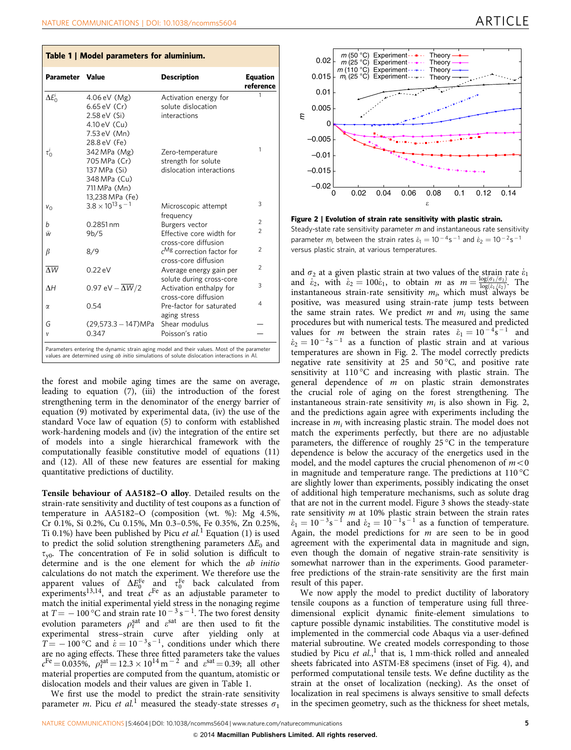**Table 1 | Model parameters for aluminium.**

| Parameter | Value | Description | Equation reference |
|---|---|---|---|
| $\Delta E_0^i$ | 4.06 eV (Mg) 6.65 eV (Cr) 2.58 eV (Si) 4.10 eV (Cu) 7.53 eV (Mn) 28.8 eV (Fe) | Activation energy for solute dislocation interactions | 1 |
| $\tau_0^i$ | 342 MPa (Mg) 705 MPa (Cr) 137 MPa (Si) 348 MPa (Cu) 711 MPa (Mn) 13,238 MPa (Fe) | Zero-temperature strength for solute dislocation interactions | 1 |
| $v_0$ | $3.8 \times 10^{13}\,s^{-1}$ | Microscopic attempt frequency | 3 |
| $b$ | 0.2851 nm | Burgers vector | 2 |
| $\bar{w}$ | 9b/5 | Effective core width for cross-core diffusion | 2 |
| $\beta$ | 8/9 | $c^{Mg}$ correction factor for cross-core diffusion | 2 |
| $\overline{\Delta W}$ | 0.22 eV | Average energy gain per solute during cross-core | 2 |
| $\Delta H$ | $0.97\ \text{eV} - \overline{\Delta W}/2$ | Activation enthalpy for cross-core diffusion | 3 |
| $\alpha$ | 0.54 | Pre-factor for saturated aging stress | 4 |
| $G$ | $(29{,}573.3 - 14T)$MPa | Shear modulus | — |
| $\nu$ | 0.347 | Poisson's ratio | — |

Parameters entering the dynamic strain aging model and their values. Most of the parameter values are determined using *ab initio* simulations of solute dislocation interactions in Al.

the forest and mobile aging times are the same on average, leading to equation (7), (iii) the introduction of the forest strengthening term in the denominator of the energy barrier of equation (9) motivated by experimental data, (iv) the use of the standard Voce law of equation (5) to conform with established work-hardening models and (iv) the integration of the entire set of models into a single hierarchical framework with the computationally feasible constitutive model of equations (11) and (12). All of these new features are essential for making quantitative predictions of ductility.

**Tensile behaviour of AA5182–O alloy**. Detailed results on the strain-rate sensitivity and ductility of test coupons as a function of temperature in AA5182–O (composition (wt. %): Mg 4.5%, Cr 0.1%, Si 0.2%, Cu 0.15%, Mn 0.3–0.5%, Fe 0.35%, Zn 0.25%, Ti 0.1%) have been published by Picu *et al.*[1] Equation (1) is used to predict the solid solution strengthening parameters $\Delta E_0$ and $\tau_{y0}$. The concentration of Fe in solid solution is difficult to determine and is the one element for which the *ab initio* calculations do not match the experiment. We therefore use the apparent values of $\Delta E_0^{Fe}$ and $\tau_0^{Fe}$ back calculated from experiments[13,14], and treat $c^{Fe}$ as an adjustable parameter to match the initial experimental yield stress in the nonaging regime at $T = -100\,°C$ and strain rate $10^{-3}\,s^{-1}$. The two forest density evolution parameters $\rho_f^{sat}$ and $\varepsilon^{sat}$ are then used to fit the experimental stress–strain curve after yielding only at $T = -100\,°C$ and $\dot{\varepsilon} = 10^{-3}\,s^{-1}$, conditions under which there are no aging effects. These three fitted parameters take the values $c^{Fe} = 0.035\%$, $\rho_f^{sat} = 12.3 \times 10^{14}\,m^{-2}$ and $\varepsilon^{sat} = 0.39$; all other material properties are computed from the quantum, atomistic or dislocation models and their values are given in Table 1.

We first use the model to predict the strain-rate sensitivity parameter $m$. Picu *et al.*[1] measured the steady-state stresses $\sigma_1$ and $\sigma_2$ at a given plastic strain at two values of the strain rate $\dot{\varepsilon}_1$ and $\dot{\varepsilon}_2$, with $\dot{\varepsilon}_2 = 100\dot{\varepsilon}_1$, to obtain $m$ as $m = \frac{\log(\sigma_1/\sigma_2)}{\log(\dot{\varepsilon}_1/\dot{\varepsilon}_2)}$. The instantaneous strain-rate sensitivity $m_i$, which must always be positive, was measured using strain-rate jump tests between the same strain rates. We predict $m$ and $m_i$ using the same procedures but with numerical tests. The measured and predicted values for $m$ between the strain rates $\dot{\varepsilon}_1 = 10^{-4}\,s^{-1}$ and $\dot{\varepsilon}_2 = 10^{-2}\,s^{-1}$ as a function of plastic strain and at various temperatures are shown in Fig. 2. The model correctly predicts negative rate sensitivity at 25 and 50 °C, and positive rate sensitivity at 110 °C and increasing with plastic strain. The general dependence of $m$ on plastic strain demonstrates the crucial role of aging on the forest strengthening. The instantaneous strain-rate sensitivity $m_i$ is also shown in Fig. 2, and the predictions again agree with experiments including the increase in $m_i$ with increasing plastic strain. The model does not match the experiments perfectly, but there are no adjustable parameters, the difference of roughly 25 °C in the temperature dependence is below the accuracy of the energetics used in the model, and the model captures the crucial phenomenon of $m < 0$ in magnitude and temperature range. The predictions at 110 °C are slightly lower than experiments, possibly indicating the onset of additional high temperature mechanisms, such as solute drag that are not in the current model. Figure 3 shows the steady-state rate sensitivity $m$ at 10% plastic strain between the strain rates $\dot{\varepsilon}_1 = 10^{-3}\,s^{-1}$ and $\dot{\varepsilon}_2 = 10^{-1}\,s^{-1}$ as a function of temperature. Again, the model predictions for $m$ are seen to be in good agreement with the experimental data in magnitude and sign, even though the domain of negative strain-rate sensitivity is somewhat narrower than in the experiments. Good parameter-free predictions of the strain-rate sensitivity are the first main result of this paper.

**Figure 2 | Evolution of strain rate sensitivity with plastic strain.** Steady-state rate sensitivity parameter $m$ and instantaneous rate sensitivity parameter $m_i$ between the strain rates $\dot{\varepsilon}_1 = 10^{-4}\,s^{-1}$ and $\dot{\varepsilon}_2 = 10^{-2}\,s^{-1}$ versus plastic strain, at various temperatures.

We now apply the model to predict ductility of laboratory tensile coupons as a function of temperature using full three-dimensional explicit dynamic finite-element simulations to capture possible dynamic instabilities. The constitutive model is implemented in the commercial code Abaqus via a user-defined material subroutine. We created models corresponding to those studied by Picu *et al.*,[1] that is, 1 mm-thick rolled and annealed sheets fabricated into ASTM-E8 specimens (inset of Fig. 4), and performed computational tensile tests. We define ductility as the strain at the onset of localization (necking). As the onset of localization in real specimens is always sensitive to small defects in the specimen geometry, such as the thickness for sheet metals,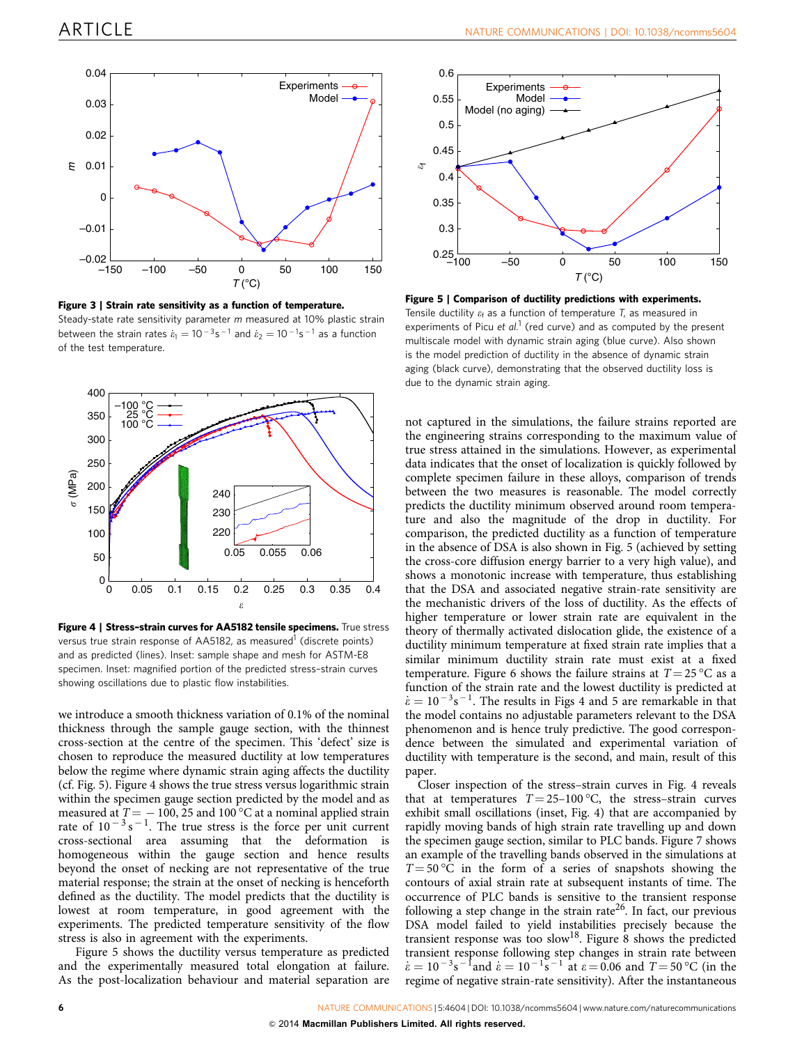**Figure 3 | Strain rate sensitivity as a function of temperature.** Steady-state rate sensitivity parameter $m$ measured at 10% plastic strain between the strain rates $\dot{\varepsilon}_1 = 10^{-3}\,\text{s}^{-1}$ and $\dot{\varepsilon}_2 = 10^{-1}\,\text{s}^{-1}$ as a function of the test temperature.

**Figure 4 | Stress–strain curves for AA5182 tensile specimens.** True stress versus true strain response of AA5182, as measured[1] (discrete points) and as predicted (lines). Inset: sample shape and mesh for ASTM-E8 specimen. Inset: magnified portion of the predicted stress–strain curves showing oscillations due to plastic flow instabilities.

we introduce a smooth thickness variation of 0.1% of the nominal thickness through the sample gauge section, with the thinnest cross-section at the centre of the specimen. This 'defect' size is chosen to reproduce the measured ductility at low temperatures below the regime where dynamic strain aging affects the ductility (cf. Fig. 5). Figure 4 shows the true stress versus logarithmic strain within the specimen gauge section predicted by the model and as measured at $T = -100$, 25 and 100 °C at a nominal applied strain rate of $10^{-3}\,\text{s}^{-1}$. The true stress is the force per unit current cross-sectional area assuming that the deformation is homogeneous within the gauge section and hence results beyond the onset of necking are not representative of the true material response; the strain at the onset of necking is henceforth defined as the ductility. The model predicts that the ductility is lowest at room temperature, in good agreement with the experiments. The predicted temperature sensitivity of the flow stress is also in agreement with the experiments.

Figure 5 shows the ductility versus temperature as predicted and the experimentally measured total elongation at failure. As the post-localization behaviour and material separation are

**Figure 5 | Comparison of ductility predictions with experiments.** Tensile ductility $\varepsilon_f$ as a function of temperature $T$, as measured in experiments of Picu *et al.*[1] (red curve) and as computed by the present multiscale model with dynamic strain aging (blue curve). Also shown is the model prediction of ductility in the absence of dynamic strain aging (black curve), demonstrating that the observed ductility loss is due to the dynamic strain aging.

not captured in the simulations, the failure strains reported are the engineering strains corresponding to the maximum value of true stress attained in the simulations. However, as experimental data indicates that the onset of localization is quickly followed by complete specimen failure in these alloys, comparison of trends between the two measures is reasonable. The model correctly predicts the ductility minimum observed around room temperature and also the magnitude of the drop in ductility. For comparison, the predicted ductility as a function of temperature in the absence of DSA is also shown in Fig. 5 (achieved by setting the cross-core diffusion energy barrier to a very high value), and shows a monotonic increase with temperature, thus establishing that the DSA and associated negative strain-rate sensitivity are the mechanistic drivers of the loss of ductility. As the effects of higher temperature or lower strain rate are equivalent in the theory of thermally activated dislocation glide, the existence of a ductility minimum temperature at fixed strain rate implies that a similar minimum ductility strain rate must exist at a fixed temperature. Figure 6 shows the failure strains at $T = 25$ °C as a function of the strain rate and the lowest ductility is predicted at $\dot{\varepsilon} = 10^{-3}\,\text{s}^{-1}$. The results in Figs 4 and 5 are remarkable in that the model contains no adjustable parameters relevant to the DSA phenomenon and is hence truly predictive. The good correspondence between the simulated and experimental variation of ductility with temperature is the second, and main, result of this paper.

Closer inspection of the stress–strain curves in Fig. 4 reveals that at temperatures $T = 25$–100 °C, the stress–strain curves exhibit small oscillations (inset, Fig. 4) that are accompanied by rapidly moving bands of high strain rate travelling up and down the specimen gauge section, similar to PLC bands. Figure 7 shows an example of the travelling bands observed in the simulations at $T = 50$ °C in the form of a series of snapshots showing the contours of axial strain rate at subsequent instants of time. The occurrence of PLC bands is sensitive to the transient response following a step change in the strain rate[26]. In fact, our previous DSA model failed to yield instabilities precisely because the transient response was too slow[18]. Figure 8 shows the predicted transient response following step changes in strain rate between $\dot{\varepsilon} = 10^{-3}\,\text{s}^{-1}$ and $\dot{\varepsilon} = 10^{-1}\,\text{s}^{-1}$ at $\varepsilon = 0.06$ and $T = 50$ °C (in the regime of negative strain-rate sensitivity). After the instantaneous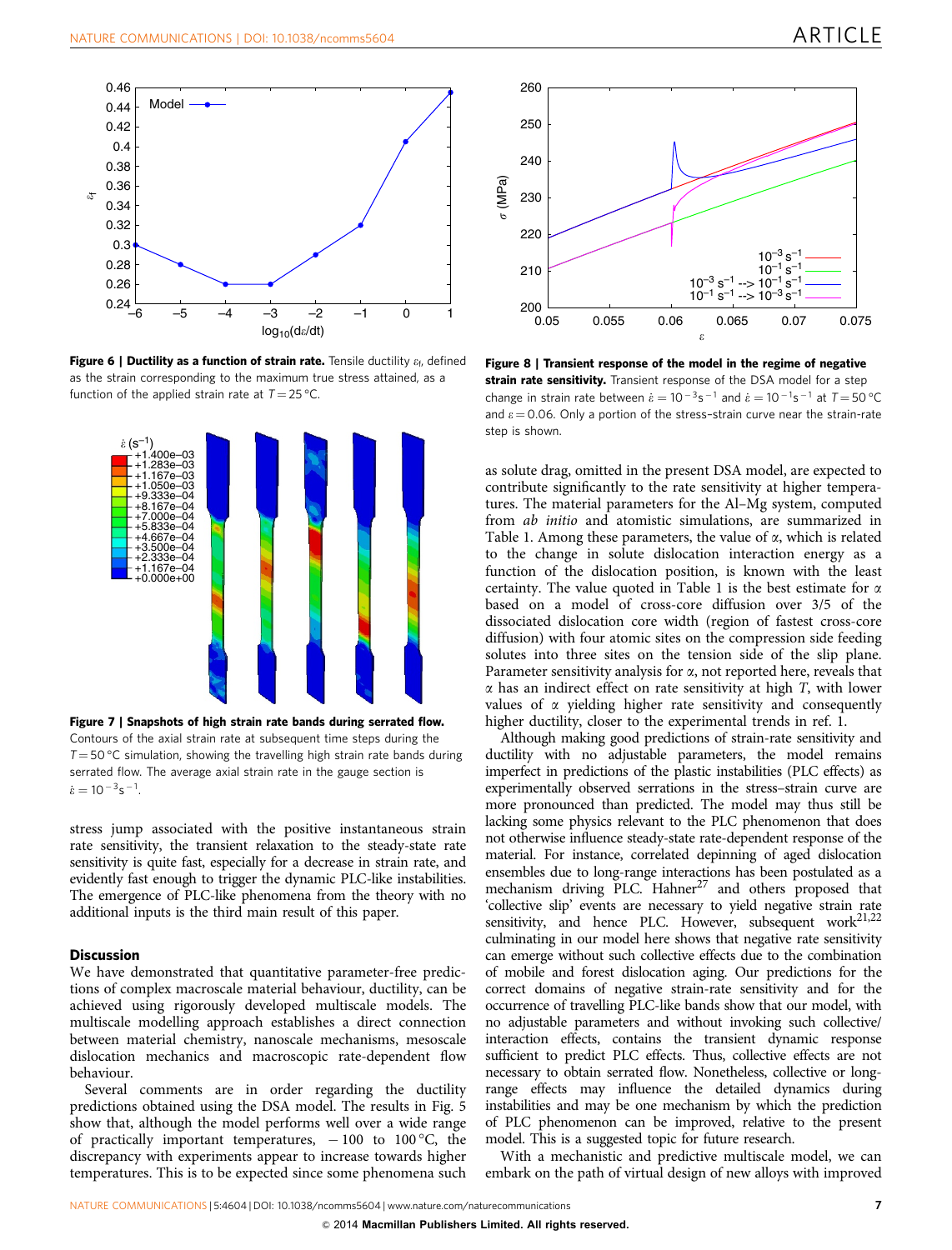**Figure 6 | Ductility as a function of strain rate.** Tensile ductility $\varepsilon_f$, defined as the strain corresponding to the maximum true stress attained, as a function of the applied strain rate at $T = 25\,°C$.

**Figure 7 | Snapshots of high strain rate bands during serrated flow.** Contours of the axial strain rate at subsequent time steps during the $T = 50\,°C$ simulation, showing the travelling high strain rate bands during serrated flow. The average axial strain rate in the gauge section is $\dot{\varepsilon} = 10^{-3}\,s^{-1}$.

**Figure 8 | Transient response of the model in the regime of negative strain rate sensitivity.** Transient response of the DSA model for a step change in strain rate between $\dot{\varepsilon} = 10^{-3}\,s^{-1}$ and $\dot{\varepsilon} = 10^{-1}\,s^{-1}$ at $T = 50\,°C$ and $\varepsilon = 0.06$. Only a portion of the stress–strain curve near the strain-rate step is shown.

stress jump associated with the positive instantaneous strain rate sensitivity, the transient relaxation to the steady-state rate sensitivity is quite fast, especially for a decrease in strain rate, and evidently fast enough to trigger the dynamic PLC-like instabilities. The emergence of PLC-like phenomena from the theory with no additional inputs is the third main result of this paper.

## Discussion

We have demonstrated that quantitative parameter-free predictions of complex macroscale material behaviour, ductility, can be achieved using rigorously developed multiscale models. The multiscale modelling approach establishes a direct connection between material chemistry, nanoscale mechanisms, mesoscale dislocation mechanics and macroscopic rate-dependent flow behaviour.

Several comments are in order regarding the ductility predictions obtained using the DSA model. The results in Fig. 5 show that, although the model performs well over a wide range of practically important temperatures, $-100$ to $100\,°C$, the discrepancy with experiments appear to increase towards higher temperatures. This is to be expected since some phenomena such as solute drag, omitted in the present DSA model, are expected to contribute significantly to the rate sensitivity at higher temperatures. The material parameters for the Al–Mg system, computed from *ab initio* and atomistic simulations, are summarized in Table 1. Among these parameters, the value of $\alpha$, which is related to the change in solute dislocation interaction energy as a function of the dislocation position, is known with the least certainty. The value quoted in Table 1 is the best estimate for $\alpha$ based on a model of cross-core diffusion over 3/5 of the dissociated dislocation core width (region of fastest cross-core diffusion) with four atomic sites on the compression side feeding solutes into three sites on the tension side of the slip plane. Parameter sensitivity analysis for $\alpha$, not reported here, reveals that $\alpha$ has an indirect effect on rate sensitivity at high $T$, with lower values of $\alpha$ yielding higher rate sensitivity and consequently higher ductility, closer to the experimental trends in ref. 1.

Although making good predictions of strain-rate sensitivity and ductility with no adjustable parameters, the model remains imperfect in predictions of the plastic instabilities (PLC effects) as experimentally observed serrations in the stress–strain curve are more pronounced than predicted. The model may thus still be lacking some physics relevant to the PLC phenomenon that does not otherwise influence steady-state rate-dependent response of the material. For instance, correlated depinning of aged dislocation ensembles due to long-range interactions has been postulated as a mechanism driving PLC. Hahner[27] and others proposed that 'collective slip' events are necessary to yield negative strain rate sensitivity, and hence PLC. However, subsequent work[21,22] culminating in our model here shows that negative rate sensitivity can emerge without such collective effects due to the combination of mobile and forest dislocation aging. Our predictions for the correct domains of negative strain-rate sensitivity and for the occurrence of travelling PLC-like bands show that our model, with no adjustable parameters and without invoking such collective/interaction effects, contains the transient dynamic response sufficient to predict PLC effects. Thus, collective effects are not necessary to obtain serrated flow. Nonetheless, collective or long-range effects may influence the detailed dynamics during instabilities and may be one mechanism by which the prediction of PLC phenomenon can be improved, relative to the present model. This is a suggested topic for future research.

With a mechanistic and predictive multiscale model, we can embark on the path of virtual design of new alloys with improved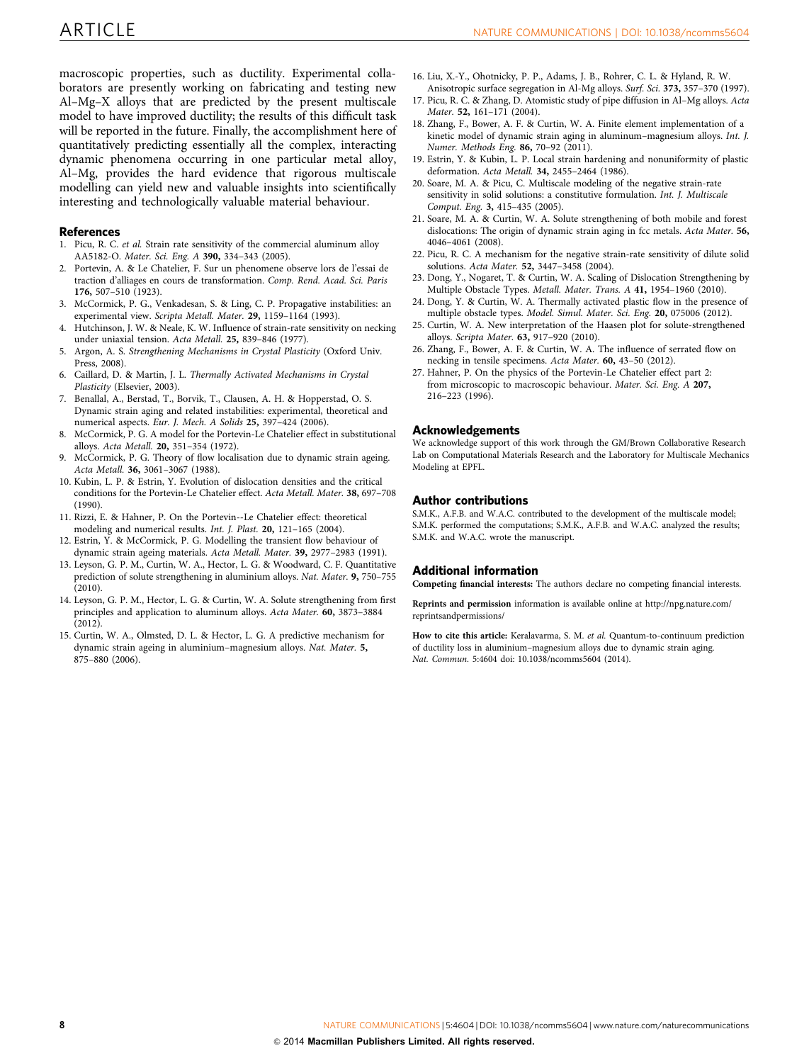macroscopic properties, such as ductility. Experimental collaborators are presently working on fabricating and testing new Al–Mg–X alloys that are predicted by the present multiscale model to have improved ductility; the results of this difficult task will be reported in the future. Finally, the accomplishment here of quantitatively predicting essentially all the complex, interacting dynamic phenomena occurring in one particular metal alloy, Al–Mg, provides the hard evidence that rigorous multiscale modelling can yield new and valuable insights into scientifically interesting and technologically valuable material behaviour.

## References

1. Picu, R. C. *et al.* Strain rate sensitivity of the commercial aluminum alloy AA5182-O. *Mater. Sci. Eng. A* **390,** 334–343 (2005).
2. Portevin, A. & Le Chatelier, F. Sur un phenomene observe lors de l'essai de traction d'alliages en cours de transformation. *Comp. Rend. Acad. Sci. Paris* **176,** 507–510 (1923).
3. McCormick, P. G., Venkadesan, S. & Ling, C. P. Propagative instabilities: an experimental view. *Scripta Metall. Mater.* **29,** 1159–1164 (1993).
4. Hutchinson, J. W. & Neale, K. W. Influence of strain-rate sensitivity on necking under uniaxial tension. *Acta Metall.* **25,** 839–846 (1977).
5. Argon, A. S. *Strengthening Mechanisms in Crystal Plasticity* (Oxford Univ. Press, 2008).
6. Caillard, D. & Martin, J. L. *Thermally Activated Mechanisms in Crystal Plasticity* (Elsevier, 2003).
7. Benallal, A., Berstad, T., Borvik, T., Clausen, A. H. & Hopperstad, O. S. Dynamic strain aging and related instabilities: experimental, theoretical and numerical aspects. *Eur. J. Mech. A Solids* **25,** 397–424 (2006).
8. McCormick, P. G. A model for the Portevin-Le Chatelier effect in substitutional alloys. *Acta Metall.* **20,** 351–354 (1972).
9. McCormick, P. G. Theory of flow localisation due to dynamic strain ageing. *Acta Metall.* **36,** 3061–3067 (1988).
10. Kubin, L. P. & Estrin, Y. Evolution of dislocation densities and the critical conditions for the Portevin-Le Chatelier effect. *Acta Metall. Mater.* **38,** 697–708 (1990).
11. Rizzi, E. & Hahner, P. On the Portevin--Le Chatelier effect: theoretical modeling and numerical results. *Int. J. Plast.* **20,** 121–165 (2004).
12. Estrin, Y. & McCormick, P. G. Modelling the transient flow behaviour of dynamic strain ageing materials. *Acta Metall. Mater.* **39,** 2977–2983 (1991).
13. Leyson, G. P. M., Curtin, W. A., Hector, L. G. & Woodward, C. F. Quantitative prediction of solute strengthening in aluminium alloys. *Nat. Mater.* **9,** 750–755 (2010).
14. Leyson, G. P. M., Hector, L. G. & Curtin, W. A. Solute strengthening from first principles and application to aluminum alloys. *Acta Mater.* **60,** 3873–3884 (2012).
15. Curtin, W. A., Olmsted, D. L. & Hector, L. G. A predictive mechanism for dynamic strain ageing in aluminium–magnesium alloys. *Nat. Mater.* **5,** 875–880 (2006).
16. Liu, X.-Y., Ohotnicky, P. P., Adams, J. B., Rohrer, C. L. & Hyland, R. W. Anisotropic surface segregation in Al-Mg alloys. *Surf. Sci.* **373,** 357–370 (1997).
17. Picu, R. C. & Zhang, D. Atomistic study of pipe diffusion in Al–Mg alloys. *Acta Mater.* **52,** 161–171 (2004).
18. Zhang, F., Bower, A. F. & Curtin, W. A. Finite element implementation of a kinetic model of dynamic strain aging in aluminum–magnesium alloys. *Int. J. Numer. Methods Eng.* **86,** 70–92 (2011).
19. Estrin, Y. & Kubin, L. P. Local strain hardening and nonuniformity of plastic deformation. *Acta Metall.* **34,** 2455–2464 (1986).
20. Soare, M. A. & Picu, C. Multiscale modeling of the negative strain-rate sensitivity in solid solutions: a constitutive formulation. *Int. J. Multiscale Comput. Eng.* **3,** 415–435 (2005).
21. Soare, M. A. & Curtin, W. A. Solute strengthening of both mobile and forest dislocations: The origin of dynamic strain aging in fcc metals. *Acta Mater.* **56,** 4046–4061 (2008).
22. Picu, R. C. A mechanism for the negative strain-rate sensitivity of dilute solid solutions. *Acta Mater.* **52,** 3447–3458 (2004).
23. Dong, Y., Nogaret, T. & Curtin, W. A. Scaling of Dislocation Strengthening by Multiple Obstacle Types. *Metall. Mater. Trans. A* **41,** 1954–1960 (2010).
24. Dong, Y. & Curtin, W. A. Thermally activated plastic flow in the presence of multiple obstacle types. *Model. Simul. Mater. Sci. Eng.* **20,** 075006 (2012).
25. Curtin, W. A. New interpretation of the Haasen plot for solute-strengthened alloys. *Scripta Mater.* **63,** 917–920 (2010).
26. Zhang, F., Bower, A. F. & Curtin, W. A. The influence of serrated flow on necking in tensile specimens. *Acta Mater.* **60,** 43–50 (2012).
27. Hahner, P. On the physics of the Portevin-Le Chatelier effect part 2: from microscopic to macroscopic behaviour. *Mater. Sci. Eng. A* **207,** 216–223 (1996).

## Acknowledgements

We acknowledge support of this work through the GM/Brown Collaborative Research Lab on Computational Materials Research and the Laboratory for Multiscale Mechanics Modeling at EPFL.

## Author contributions

S.M.K., A.F.B. and W.A.C. contributed to the development of the multiscale model; S.M.K. performed the computations; S.M.K., A.F.B. and W.A.C. analyzed the results; S.M.K. and W.A.C. wrote the manuscript.

## Additional information

**Competing financial interests:** The authors declare no competing financial interests.

**Reprints and permission** information is available online at http://npg.nature.com/reprintsandpermissions/

**How to cite this article:** Keralavarma, S. M. *et al.* Quantum-to-continuum prediction of ductility loss in aluminium–magnesium alloys due to dynamic strain aging. *Nat. Commun.* 5:4604 doi: 10.1038/ncomms5604 (2014).